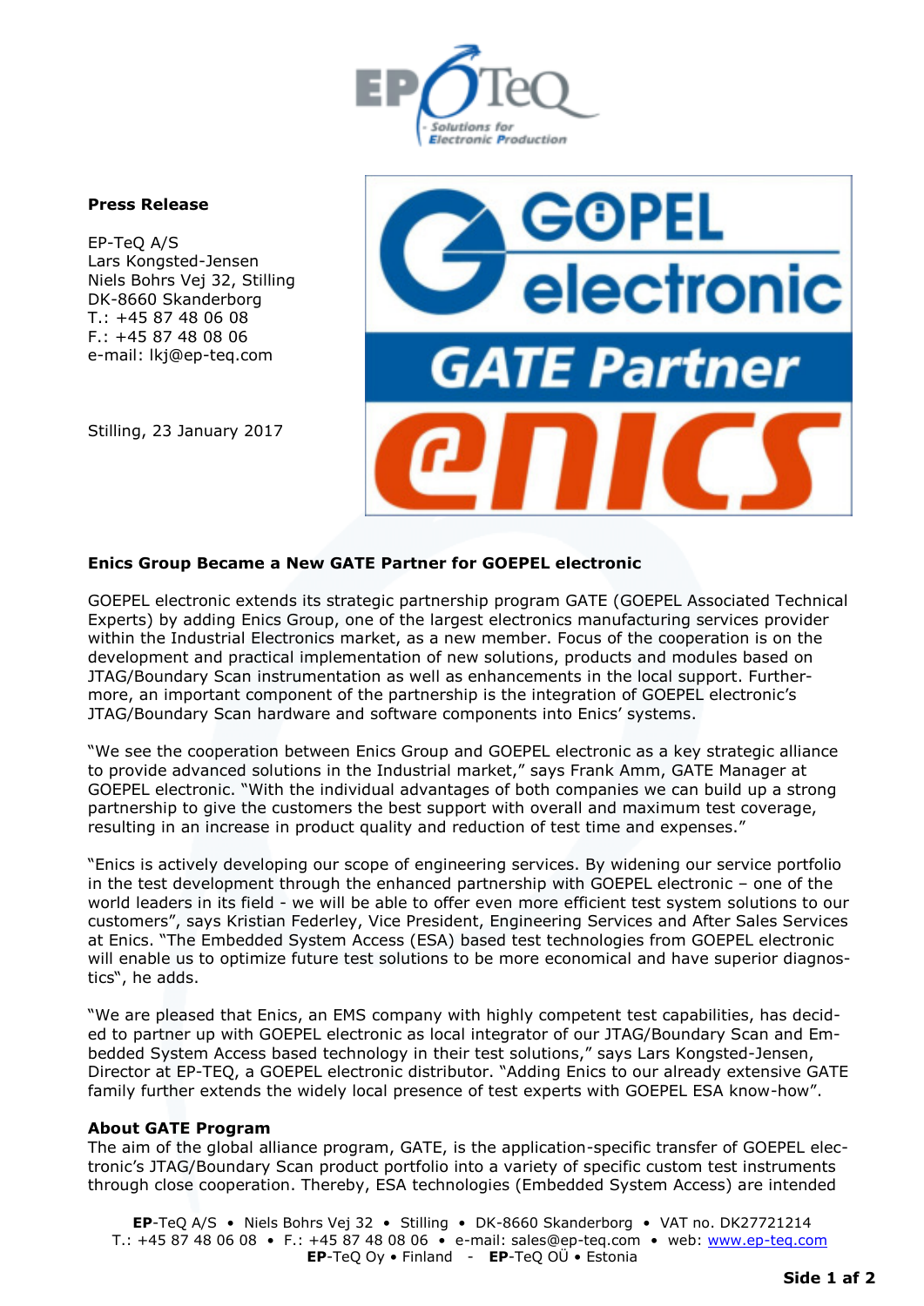**Press Release**

EP-TeQ A/S
Lars Kongsted-Jensen
Niels Bohrs Vej 32, Stilling
DK-8660 Skanderborg
T.: +45 87 48 06 08
F.: +45 87 48 08 06
e-mail: lkj@ep-teq.com

Stilling, 23 January 2017

**Enics Group Became a New GATE Partner for GOEPEL electronic**

GOEPEL electronic extends its strategic partnership program GATE (GOEPEL Associated Technical Experts) by adding Enics Group, one of the largest electronics manufacturing services provider within the Industrial Electronics market, as a new member. Focus of the cooperation is on the development and practical implementation of new solutions, products and modules based on JTAG/Boundary Scan instrumentation as well as enhancements in the local support. Furthermore, an important component of the partnership is the integration of GOEPEL electronic's JTAG/Boundary Scan hardware and software components into Enics' systems.

"We see the cooperation between Enics Group and GOEPEL electronic as a key strategic alliance to provide advanced solutions in the Industrial market," says Frank Amm, GATE Manager at GOEPEL electronic. "With the individual advantages of both companies we can build up a strong partnership to give the customers the best support with overall and maximum test coverage, resulting in an increase in product quality and reduction of test time and expenses."

"Enics is actively developing our scope of engineering services. By widening our service portfolio in the test development through the enhanced partnership with GOEPEL electronic – one of the world leaders in its field - we will be able to offer even more efficient test system solutions to our customers", says Kristian Federley, Vice President, Engineering Services and After Sales Services at Enics. "The Embedded System Access (ESA) based test technologies from GOEPEL electronic will enable us to optimize future test solutions to be more economical and have superior diagnostics", he adds.

"We are pleased that Enics, an EMS company with highly competent test capabilities, has decided to partner up with GOEPEL electronic as local integrator of our JTAG/Boundary Scan and Embedded System Access based technology in their test solutions," says Lars Kongsted-Jensen, Director at EP-TEQ, a GOEPEL electronic distributor. "Adding Enics to our already extensive GATE family further extends the widely local presence of test experts with GOEPEL ESA know-how".

**About GATE Program**

The aim of the global alliance program, GATE, is the application-specific transfer of GOEPEL electronic's JTAG/Boundary Scan product portfolio into a variety of specific custom test instruments through close cooperation. Thereby, ESA technologies (Embedded System Access) are intended

**EP**-TeQ A/S • Niels Bohrs Vej 32 • Stilling • DK-8660 Skanderborg • VAT no. DK27721214
T.: +45 87 48 06 08 • F.: +45 87 48 08 06 • e-mail: sales@ep-teq.com • web: www.ep-teq.com
**EP**-TeQ Oy • Finland - **EP**-TeQ OÜ • Estonia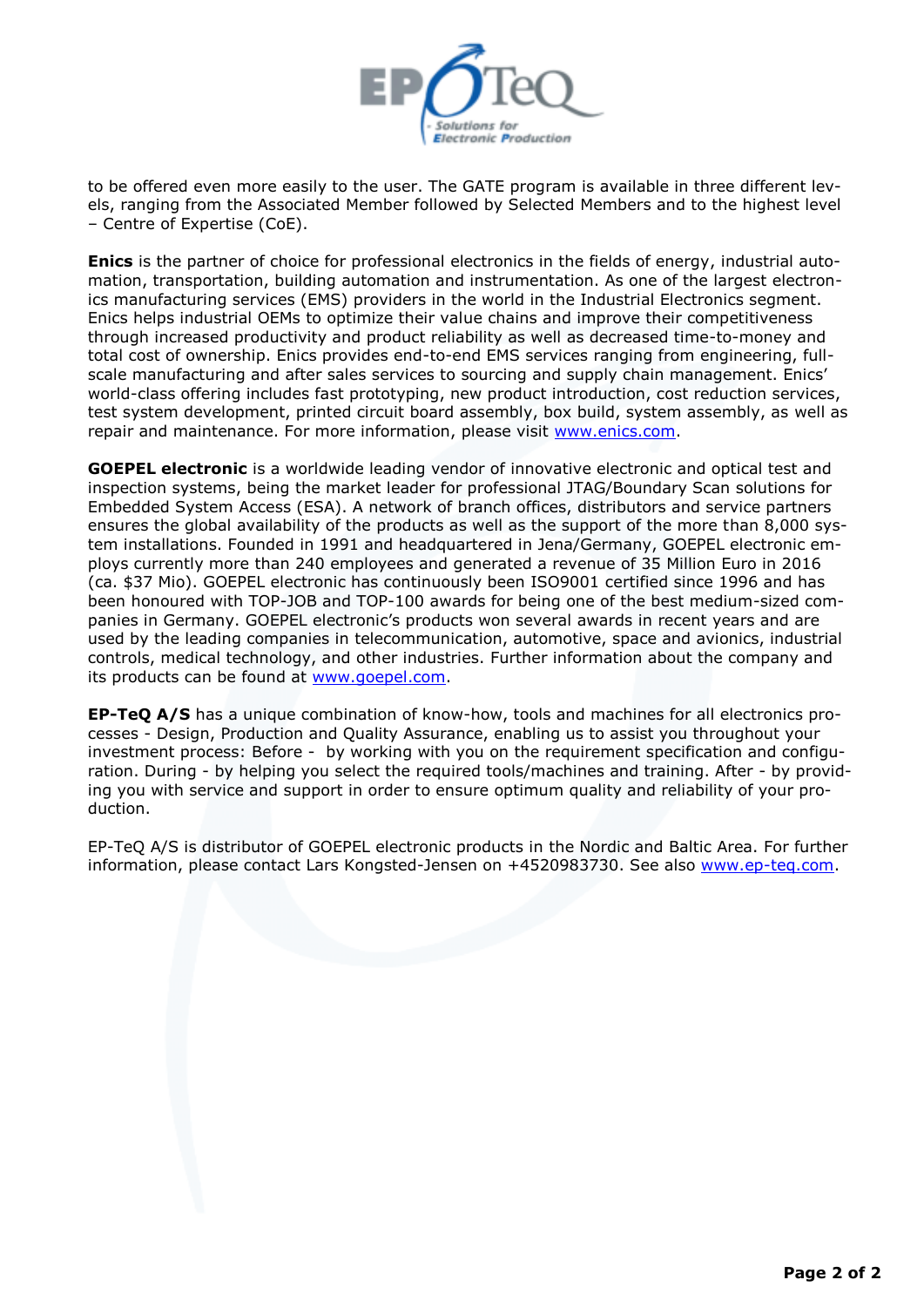to be offered even more easily to the user. The GATE program is available in three different levels, ranging from the Associated Member followed by Selected Members and to the highest level – Centre of Expertise (CoE).

**Enics** is the partner of choice for professional electronics in the fields of energy, industrial automation, transportation, building automation and instrumentation. As one of the largest electronics manufacturing services (EMS) providers in the world in the Industrial Electronics segment. Enics helps industrial OEMs to optimize their value chains and improve their competitiveness through increased productivity and product reliability as well as decreased time-to-money and total cost of ownership. Enics provides end-to-end EMS services ranging from engineering, full-scale manufacturing and after sales services to sourcing and supply chain management. Enics' world-class offering includes fast prototyping, new product introduction, cost reduction services, test system development, printed circuit board assembly, box build, system assembly, as well as repair and maintenance. For more information, please visit [www.enics.com](http://www.enics.com).

**GOEPEL electronic** is a worldwide leading vendor of innovative electronic and optical test and inspection systems, being the market leader for professional JTAG/Boundary Scan solutions for Embedded System Access (ESA). A network of branch offices, distributors and service partners ensures the global availability of the products as well as the support of the more than 8,000 system installations. Founded in 1991 and headquartered in Jena/Germany, GOEPEL electronic employs currently more than 240 employees and generated a revenue of 35 Million Euro in 2016 (ca. $37 Mio). GOEPEL electronic has continuously been ISO9001 certified since 1996 and has been honoured with TOP-JOB and TOP-100 awards for being one of the best medium-sized companies in Germany. GOEPEL electronic's products won several awards in recent years and are used by the leading companies in telecommunication, automotive, space and avionics, industrial controls, medical technology, and other industries. Further information about the company and its products can be found at [www.goepel.com](http://www.goepel.com).

**EP-TeQ A/S** has a unique combination of know-how, tools and machines for all electronics processes - Design, Production and Quality Assurance, enabling us to assist you throughout your investment process: Before - by working with you on the requirement specification and configuration. During - by helping you select the required tools/machines and training. After - by providing you with service and support in order to ensure optimum quality and reliability of your production.

EP-TeQ A/S is distributor of GOEPEL electronic products in the Nordic and Baltic Area. For further information, please contact Lars Kongsted-Jensen on +4520983730. See also [www.ep-teq.com](http://www.ep-teq.com).